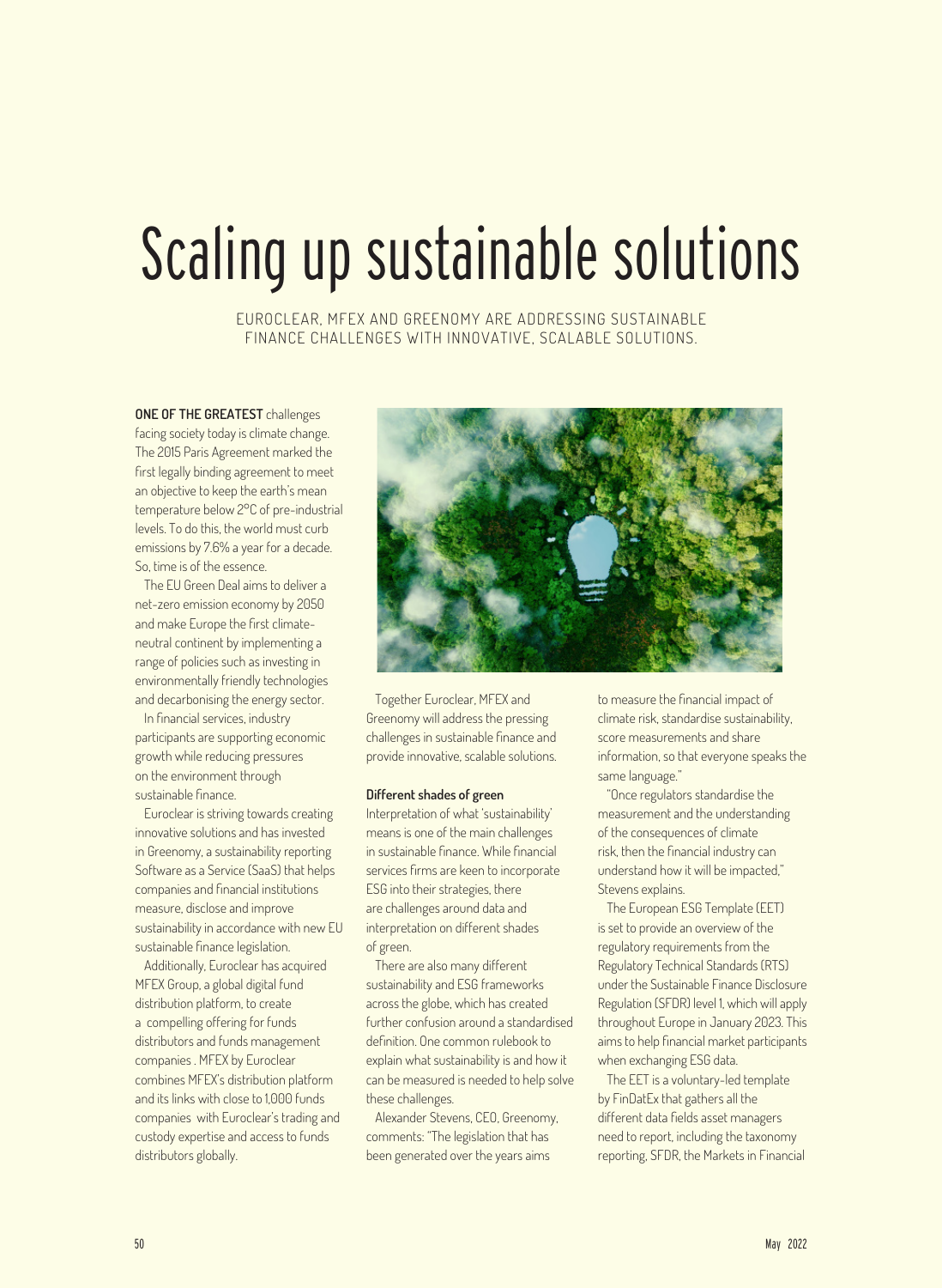# Scaling up sustainable solutions

EUROCLEAR, MFEX AND GREENOMY ARE ADDRESSING SUSTAINABLE FINANCE CHALLENGES WITH INNOVATIVE, SCALABLE SOLUTIONS.

**ONE OF THE GREATEST** challenges facing society today is climate change. The 2015 Paris Agreement marked the first legally binding agreement to meet an objective to keep the earth's mean temperature below 2°C of pre-industrial levels. To do this, the world must curb emissions by 7.6% a year for a decade. So, time is of the essence.

The EU Green Deal aims to deliver a net-zero emission economy by 2050 and make Europe the first climate-neutral continent by implementing a range of policies such as investing in environmentally friendly technologies and decarbonising the energy sector.

In financial services, industry participants are supporting economic growth while reducing pressures on the environment through sustainable finance.

Euroclear is striving towards creating innovative solutions and has invested in Greenomy, a sustainability reporting Software as a Service (SaaS) that helps companies and financial institutions measure, disclose and improve sustainability in accordance with new EU sustainable finance legislation.

Additionally, Euroclear has acquired MFEX Group, a global digital fund distribution platform, to create a compelling offering for funds distributors and funds management companies . MFEX by Euroclear combines MFEX's distribution platform and its links with close to 1,000 funds companies with Euroclear's trading and custody expertise and access to funds distributors globally.

Together Euroclear, MFEX and Greenomy will address the pressing challenges in sustainable finance and provide innovative, scalable solutions.

### Different shades of green

Interpretation of what 'sustainability' means is one of the main challenges in sustainable finance. While financial services firms are keen to incorporate ESG into their strategies, there are challenges around data and interpretation on different shades of green.

There are also many different sustainability and ESG frameworks across the globe, which has created further confusion around a standardised definition. One common rulebook to explain what sustainability is and how it can be measured is needed to help solve these challenges.

Alexander Stevens, CEO, Greenomy, comments: "The legislation that has been generated over the years aims to measure the financial impact of climate risk, standardise sustainability, score measurements and share information, so that everyone speaks the same language."

"Once regulators standardise the measurement and the understanding of the consequences of climate risk, then the financial industry can understand how it will be impacted," Stevens explains.

The European ESG Template (EET) is set to provide an overview of the regulatory requirements from the Regulatory Technical Standards (RTS) under the Sustainable Finance Disclosure Regulation (SFDR) level 1, which will apply throughout Europe in January 2023. This aims to help financial market participants when exchanging ESG data.

The EET is a voluntary-led template by FinDatEx that gathers all the different data fields asset managers need to report, including the taxonomy reporting, SFDR, the Markets in Financial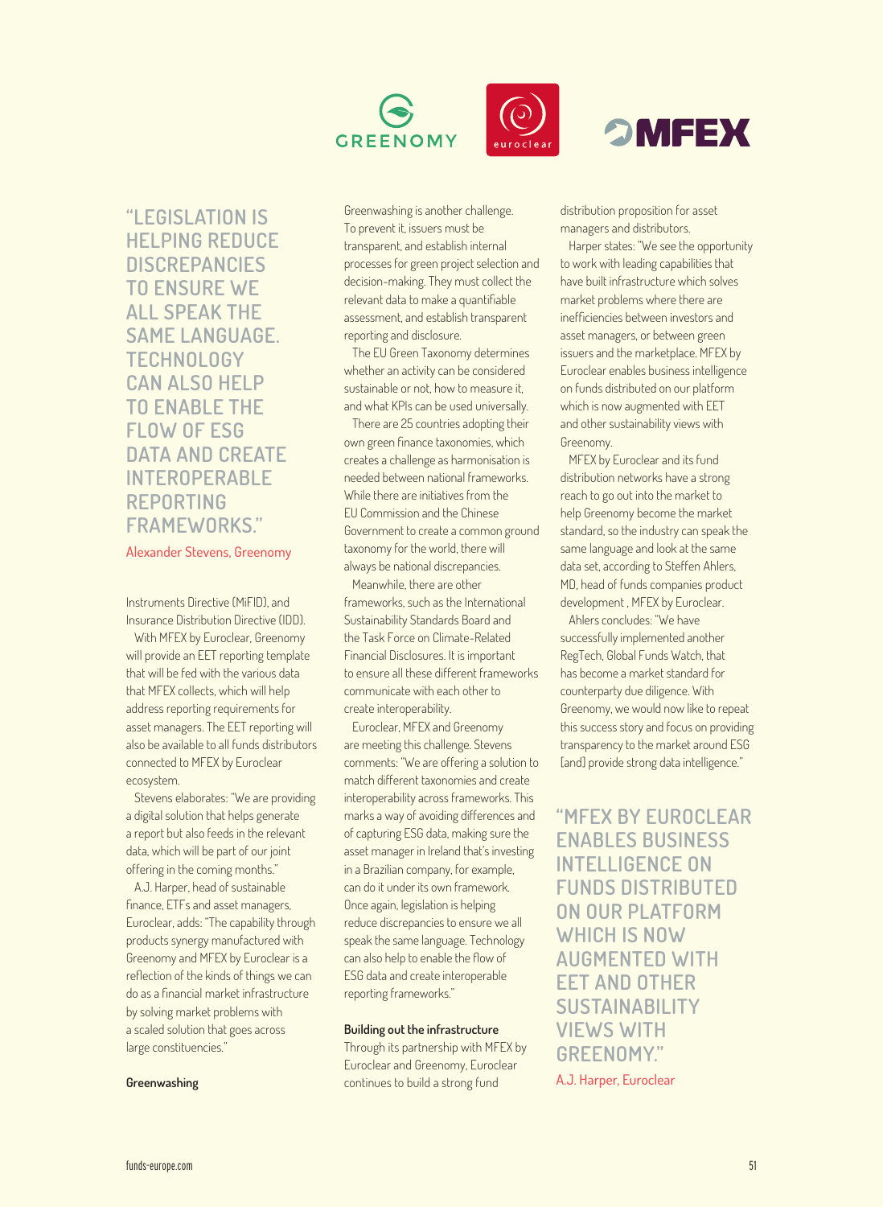> "LEGISLATION IS HELPING REDUCE DISCREPANCIES TO ENSURE WE ALL SPEAK THE SAME LANGUAGE. TECHNOLOGY CAN ALSO HELP TO ENABLE THE FLOW OF ESG DATA AND CREATE INTEROPERABLE REPORTING FRAMEWORKS."
>
> Alexander Stevens, Greenomy

Instruments Directive (MiFID), and Insurance Distribution Directive (IDD).

With MFEX by Euroclear, Greenomy will provide an EET reporting template that will be fed with the various data that MFEX collects, which will help address reporting requirements for asset managers. The EET reporting will also be available to all funds distributors connected to MFEX by Euroclear ecosystem.

Stevens elaborates: "We are providing a digital solution that helps generate a report but also feeds in the relevant data, which will be part of our joint offering in the coming months."

A.J. Harper, head of sustainable finance, ETFs and asset managers, Euroclear, adds: "The capability through products synergy manufactured with Greenomy and MFEX by Euroclear is a reflection of the kinds of things we can do as a financial market infrastructure by solving market problems with a scaled solution that goes across large constituencies."

**Greenwashing**

Greenwashing is another challenge. To prevent it, issuers must be transparent, and establish internal processes for green project selection and decision-making. They must collect the relevant data to make a quantifiable assessment, and establish transparent reporting and disclosure.

The EU Green Taxonomy determines whether an activity can be considered sustainable or not, how to measure it, and what KPIs can be used universally.

There are 25 countries adopting their own green finance taxonomies, which creates a challenge as harmonisation is needed between national frameworks. While there are initiatives from the EU Commission and the Chinese Government to create a common ground taxonomy for the world, there will always be national discrepancies.

Meanwhile, there are other frameworks, such as the International Sustainability Standards Board and the Task Force on Climate-Related Financial Disclosures. It is important to ensure all these different frameworks communicate with each other to create interoperability.

Euroclear, MFEX and Greenomy are meeting this challenge. Stevens comments: "We are offering a solution to match different taxonomies and create interoperability across frameworks. This marks a way of avoiding differences and of capturing ESG data, making sure the asset manager in Ireland that's investing in a Brazilian company, for example, can do it under its own framework. Once again, legislation is helping reduce discrepancies to ensure we all speak the same language. Technology can also help to enable the flow of ESG data and create interoperable reporting frameworks."

**Building out the infrastructure**

Through its partnership with MFEX by Euroclear and Greenomy, Euroclear continues to build a strong fund distribution proposition for asset managers and distributors.

Harper states: "We see the opportunity to work with leading capabilities that have built infrastructure which solves market problems where there are inefficiencies between investors and asset managers, or between green issuers and the marketplace. MFEX by Euroclear enables business intelligence on funds distributed on our platform which is now augmented with EET and other sustainability views with Greenomy.

MFEX by Euroclear and its fund distribution networks have a strong reach to go out into the market to help Greenomy become the market standard, so the industry can speak the same language and look at the same data set, according to Steffen Ahlers, MD, head of funds companies product development , MFEX by Euroclear.

Ahlers concludes: "We have successfully implemented another RegTech, Global Funds Watch, that has become a market standard for counterparty due diligence. With Greenomy, we would now like to repeat this success story and focus on providing transparency to the market around ESG [and] provide strong data intelligence."

> "MFEX BY EUROCLEAR ENABLES BUSINESS INTELLIGENCE ON FUNDS DISTRIBUTED ON OUR PLATFORM WHICH IS NOW AUGMENTED WITH EET AND OTHER SUSTAINABILITY VIEWS WITH GREENOMY."
>
> A.J. Harper, Euroclear